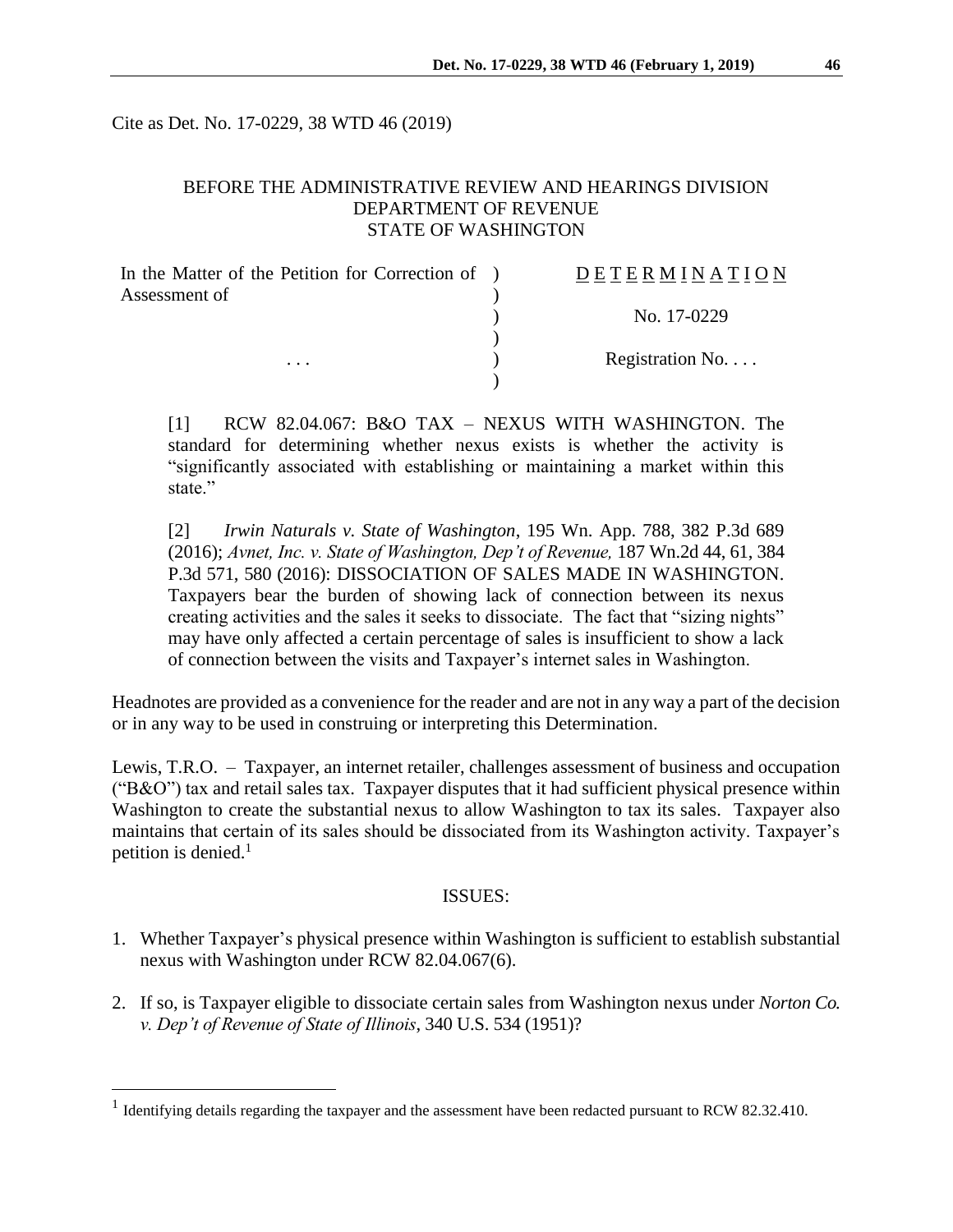Cite as Det. No. 17-0229, 38 WTD 46 (2019)

BEFORE THE ADMINISTRATIVE REVIEW AND HEARINGS DIVISION
DEPARTMENT OF REVENUE
STATE OF WASHINGTON

| In the Matter of the Petition for Correction of Assessment of | DETERMINATION |
|---|---|
| | No. 17-0229 |
| . . . | Registration No. . . . |

[1] RCW 82.04.067: B&O TAX – NEXUS WITH WASHINGTON. The standard for determining whether nexus exists is whether the activity is "significantly associated with establishing or maintaining a market within this state."

[2] *Irwin Naturals v. State of Washington*, 195 Wn. App. 788, 382 P.3d 689 (2016); *Avnet, Inc. v. State of Washington, Dep't of Revenue,* 187 Wn.2d 44, 61, 384 P.3d 571, 580 (2016): DISSOCIATION OF SALES MADE IN WASHINGTON. Taxpayers bear the burden of showing lack of connection between its nexus creating activities and the sales it seeks to dissociate. The fact that "sizing nights" may have only affected a certain percentage of sales is insufficient to show a lack of connection between the visits and Taxpayer's internet sales in Washington.

Headnotes are provided as a convenience for the reader and are not in any way a part of the decision or in any way to be used in construing or interpreting this Determination.

Lewis, T.R.O. – Taxpayer, an internet retailer, challenges assessment of business and occupation ("B&O") tax and retail sales tax. Taxpayer disputes that it had sufficient physical presence within Washington to create the substantial nexus to allow Washington to tax its sales. Taxpayer also maintains that certain of its sales should be dissociated from its Washington activity. Taxpayer's petition is denied.[1]

## ISSUES:

1. Whether Taxpayer's physical presence within Washington is sufficient to establish substantial nexus with Washington under RCW 82.04.067(6).

2. If so, is Taxpayer eligible to dissociate certain sales from Washington nexus under *Norton Co. v. Dep't of Revenue of State of Illinois*, 340 U.S. 534 (1951)?

[1] Identifying details regarding the taxpayer and the assessment have been redacted pursuant to RCW 82.32.410.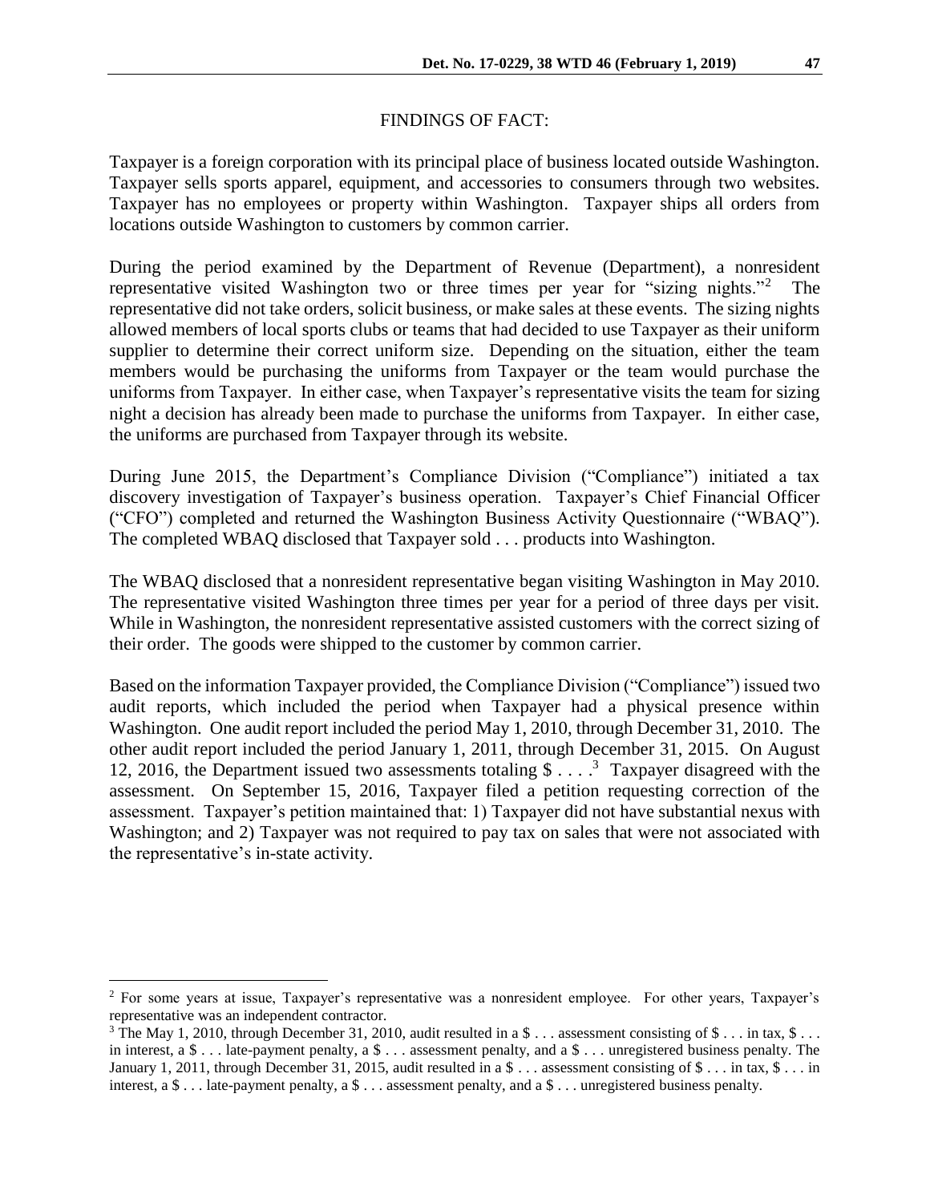## FINDINGS OF FACT:

Taxpayer is a foreign corporation with its principal place of business located outside Washington. Taxpayer sells sports apparel, equipment, and accessories to consumers through two websites. Taxpayer has no employees or property within Washington. Taxpayer ships all orders from locations outside Washington to customers by common carrier.

During the period examined by the Department of Revenue (Department), a nonresident representative visited Washington two or three times per year for "sizing nights."[2] The representative did not take orders, solicit business, or make sales at these events. The sizing nights allowed members of local sports clubs or teams that had decided to use Taxpayer as their uniform supplier to determine their correct uniform size. Depending on the situation, either the team members would be purchasing the uniforms from Taxpayer or the team would purchase the uniforms from Taxpayer. In either case, when Taxpayer's representative visits the team for sizing night a decision has already been made to purchase the uniforms from Taxpayer. In either case, the uniforms are purchased from Taxpayer through its website.

During June 2015, the Department's Compliance Division ("Compliance") initiated a tax discovery investigation of Taxpayer's business operation. Taxpayer's Chief Financial Officer ("CFO") completed and returned the Washington Business Activity Questionnaire ("WBAQ"). The completed WBAQ disclosed that Taxpayer sold . . . products into Washington.

The WBAQ disclosed that a nonresident representative began visiting Washington in May 2010. The representative visited Washington three times per year for a period of three days per visit. While in Washington, the nonresident representative assisted customers with the correct sizing of their order. The goods were shipped to the customer by common carrier.

Based on the information Taxpayer provided, the Compliance Division ("Compliance") issued two audit reports, which included the period when Taxpayer had a physical presence within Washington. One audit report included the period May 1, 2010, through December 31, 2010. The other audit report included the period January 1, 2011, through December 31, 2015. On August 12, 2016, the Department issued two assessments totaling $ . . . .[3] Taxpayer disagreed with the assessment. On September 15, 2016, Taxpayer filed a petition requesting correction of the assessment. Taxpayer's petition maintained that: 1) Taxpayer did not have substantial nexus with Washington; and 2) Taxpayer was not required to pay tax on sales that were not associated with the representative's in-state activity.

---

[2] For some years at issue, Taxpayer's representative was a nonresident employee. For other years, Taxpayer's representative was an independent contractor.

[3] The May 1, 2010, through December 31, 2010, audit resulted in a $ . . . assessment consisting of $ . . . in tax, $ . . . in interest, a $ . . . late-payment penalty, a $ . . . assessment penalty, and a $ . . . unregistered business penalty. The January 1, 2011, through December 31, 2015, audit resulted in a $ . . . assessment consisting of $ . . . in tax, $ . . . in interest, a $ . . . late-payment penalty, a $ . . . assessment penalty, and a $ . . . unregistered business penalty.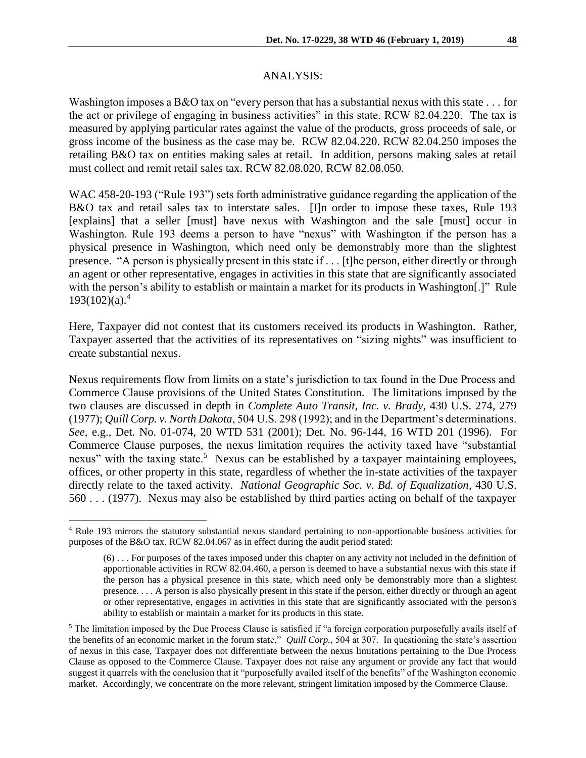## ANALYSIS:

Washington imposes a B&O tax on "every person that has a substantial nexus with this state . . . for the act or privilege of engaging in business activities" in this state. RCW 82.04.220. The tax is measured by applying particular rates against the value of the products, gross proceeds of sale, or gross income of the business as the case may be. RCW 82.04.220. RCW 82.04.250 imposes the retailing B&O tax on entities making sales at retail. In addition, persons making sales at retail must collect and remit retail sales tax. RCW 82.08.020, RCW 82.08.050.

WAC 458-20-193 ("Rule 193") sets forth administrative guidance regarding the application of the B&O tax and retail sales tax to interstate sales. [I]n order to impose these taxes, Rule 193 [explains] that a seller [must] have nexus with Washington and the sale [must] occur in Washington. Rule 193 deems a person to have "nexus" with Washington if the person has a physical presence in Washington, which need only be demonstrably more than the slightest presence. "A person is physically present in this state if . . . [t]he person, either directly or through an agent or other representative, engages in activities in this state that are significantly associated with the person's ability to establish or maintain a market for its products in Washington[.]" Rule 193(102)(a).[4]

Here, Taxpayer did not contest that its customers received its products in Washington. Rather, Taxpayer asserted that the activities of its representatives on "sizing nights" was insufficient to create substantial nexus.

Nexus requirements flow from limits on a state's jurisdiction to tax found in the Due Process and Commerce Clause provisions of the United States Constitution. The limitations imposed by the two clauses are discussed in depth in *Complete Auto Transit, Inc. v. Brady*, 430 U.S. 274, 279 (1977); *Quill Corp. v. North Dakota*, 504 U.S. 298 (1992); and in the Department's determinations. *See*, e.g., Det. No. 01-074, 20 WTD 531 (2001); Det. No. 96-144, 16 WTD 201 (1996). For Commerce Clause purposes, the nexus limitation requires the activity taxed have "substantial nexus" with the taxing state.[5] Nexus can be established by a taxpayer maintaining employees, offices, or other property in this state, regardless of whether the in-state activities of the taxpayer directly relate to the taxed activity. *National Geographic Soc. v. Bd. of Equalization*, 430 U.S. 560 . . . (1977). Nexus may also be established by third parties acting on behalf of the taxpayer

---

[4] Rule 193 mirrors the statutory substantial nexus standard pertaining to non-apportionable business activities for purposes of the B&O tax. RCW 82.04.067 as in effect during the audit period stated:

> (6) . . . For purposes of the taxes imposed under this chapter on any activity not included in the definition of apportionable activities in RCW 82.04.460, a person is deemed to have a substantial nexus with this state if the person has a physical presence in this state, which need only be demonstrably more than a slightest presence. . . . A person is also physically present in this state if the person, either directly or through an agent or other representative, engages in activities in this state that are significantly associated with the person's ability to establish or maintain a market for its products in this state.

[5] The limitation imposed by the Due Process Clause is satisfied if "a foreign corporation purposefully avails itself of the benefits of an economic market in the forum state." *Quill Corp.*, 504 at 307. In questioning the state's assertion of nexus in this case, Taxpayer does not differentiate between the nexus limitations pertaining to the Due Process Clause as opposed to the Commerce Clause. Taxpayer does not raise any argument or provide any fact that would suggest it quarrels with the conclusion that it "purposefully availed itself of the benefits" of the Washington economic market. Accordingly, we concentrate on the more relevant, stringent limitation imposed by the Commerce Clause.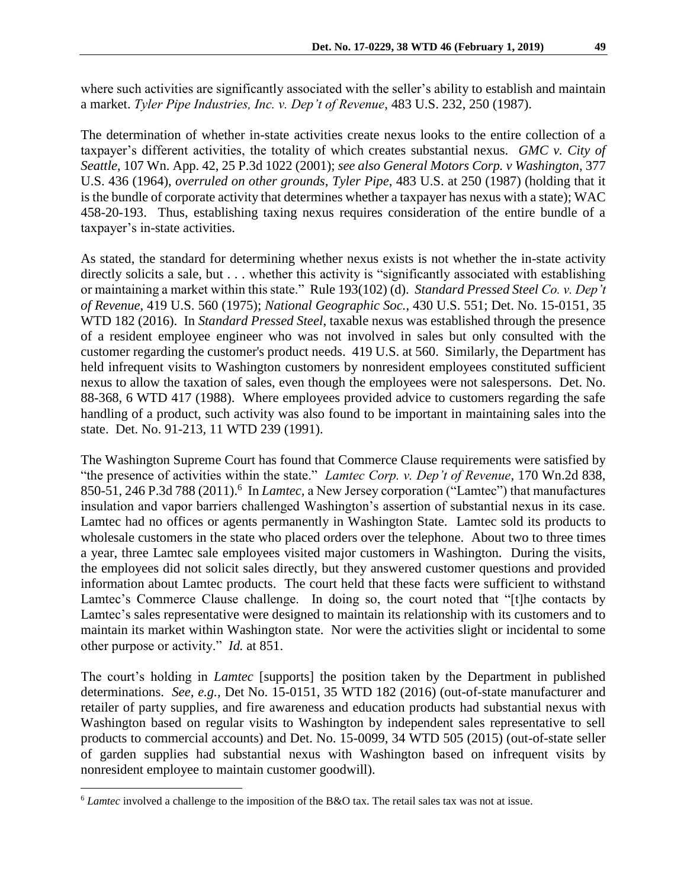where such activities are significantly associated with the seller's ability to establish and maintain a market. *Tyler Pipe Industries, Inc. v. Dep't of Revenue*, 483 U.S. 232, 250 (1987).

The determination of whether in-state activities create nexus looks to the entire collection of a taxpayer's different activities, the totality of which creates substantial nexus. *GMC v. City of Seattle*, 107 Wn. App. 42, 25 P.3d 1022 (2001); *see also General Motors Corp. v Washington*, 377 U.S. 436 (1964), *overruled on other grounds*, *Tyler Pipe*, 483 U.S. at 250 (1987) (holding that it is the bundle of corporate activity that determines whether a taxpayer has nexus with a state); WAC 458-20-193. Thus, establishing taxing nexus requires consideration of the entire bundle of a taxpayer's in-state activities.

As stated, the standard for determining whether nexus exists is not whether the in-state activity directly solicits a sale, but . . . whether this activity is "significantly associated with establishing or maintaining a market within this state." Rule 193(102) (d). *Standard Pressed Steel Co. v. Dep't of Revenue*, 419 U.S. 560 (1975); *National Geographic Soc.*, 430 U.S. 551; Det. No. 15-0151, 35 WTD 182 (2016). In *Standard Pressed Steel*, taxable nexus was established through the presence of a resident employee engineer who was not involved in sales but only consulted with the customer regarding the customer's product needs. 419 U.S. at 560. Similarly, the Department has held infrequent visits to Washington customers by nonresident employees constituted sufficient nexus to allow the taxation of sales, even though the employees were not salespersons. Det. No. 88-368, 6 WTD 417 (1988). Where employees provided advice to customers regarding the safe handling of a product, such activity was also found to be important in maintaining sales into the state. Det. No. 91-213, 11 WTD 239 (1991).

The Washington Supreme Court has found that Commerce Clause requirements were satisfied by "the presence of activities within the state." *Lamtec Corp. v. Dep't of Revenue*, 170 Wn.2d 838, 850-51, 246 P.3d 788 (2011).[6] In *Lamtec*, a New Jersey corporation ("Lamtec") that manufactures insulation and vapor barriers challenged Washington's assertion of substantial nexus in its case. Lamtec had no offices or agents permanently in Washington State. Lamtec sold its products to wholesale customers in the state who placed orders over the telephone. About two to three times a year, three Lamtec sale employees visited major customers in Washington. During the visits, the employees did not solicit sales directly, but they answered customer questions and provided information about Lamtec products. The court held that these facts were sufficient to withstand Lamtec's Commerce Clause challenge. In doing so, the court noted that "[t]he contacts by Lamtec's sales representative were designed to maintain its relationship with its customers and to maintain its market within Washington state. Nor were the activities slight or incidental to some other purpose or activity." *Id.* at 851.

The court's holding in *Lamtec* [supports] the position taken by the Department in published determinations. *See, e.g.,* Det No. 15-0151, 35 WTD 182 (2016) (out-of-state manufacturer and retailer of party supplies, and fire awareness and education products had substantial nexus with Washington based on regular visits to Washington by independent sales representative to sell products to commercial accounts) and Det. No. 15-0099, 34 WTD 505 (2015) (out-of-state seller of garden supplies had substantial nexus with Washington based on infrequent visits by nonresident employee to maintain customer goodwill).

---

[6] *Lamtec* involved a challenge to the imposition of the B&O tax. The retail sales tax was not at issue.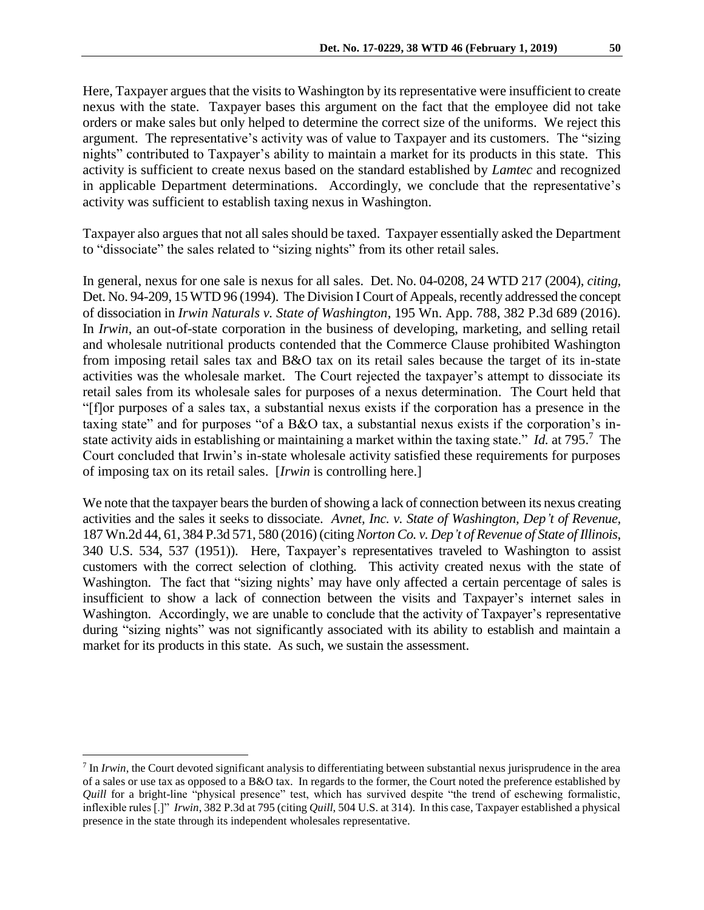Here, Taxpayer argues that the visits to Washington by its representative were insufficient to create nexus with the state. Taxpayer bases this argument on the fact that the employee did not take orders or make sales but only helped to determine the correct size of the uniforms. We reject this argument. The representative's activity was of value to Taxpayer and its customers. The "sizing nights" contributed to Taxpayer's ability to maintain a market for its products in this state. This activity is sufficient to create nexus based on the standard established by *Lamtec* and recognized in applicable Department determinations. Accordingly, we conclude that the representative's activity was sufficient to establish taxing nexus in Washington.

Taxpayer also argues that not all sales should be taxed. Taxpayer essentially asked the Department to "dissociate" the sales related to "sizing nights" from its other retail sales.

In general, nexus for one sale is nexus for all sales. Det. No. 04-0208, 24 WTD 217 (2004), *citing*, Det. No. 94-209, 15 WTD 96 (1994). The Division I Court of Appeals, recently addressed the concept of dissociation in *Irwin Naturals v. State of Washington*, 195 Wn. App. 788, 382 P.3d 689 (2016). In *Irwin*, an out-of-state corporation in the business of developing, marketing, and selling retail and wholesale nutritional products contended that the Commerce Clause prohibited Washington from imposing retail sales tax and B&O tax on its retail sales because the target of its in-state activities was the wholesale market. The Court rejected the taxpayer's attempt to dissociate its retail sales from its wholesale sales for purposes of a nexus determination. The Court held that "[f]or purposes of a sales tax, a substantial nexus exists if the corporation has a presence in the taxing state" and for purposes "of a B&O tax, a substantial nexus exists if the corporation's in-state activity aids in establishing or maintaining a market within the taxing state." *Id.* at 795.[7] The Court concluded that Irwin's in-state wholesale activity satisfied these requirements for purposes of imposing tax on its retail sales. [*Irwin* is controlling here.]

We note that the taxpayer bears the burden of showing a lack of connection between its nexus creating activities and the sales it seeks to dissociate. *Avnet, Inc. v. State of Washington, Dep't of Revenue*, 187 Wn.2d 44, 61, 384 P.3d 571, 580 (2016) (citing *Norton Co. v. Dep't of Revenue of State of Illinois*, 340 U.S. 534, 537 (1951)). Here, Taxpayer's representatives traveled to Washington to assist customers with the correct selection of clothing. This activity created nexus with the state of Washington. The fact that "sizing nights' may have only affected a certain percentage of sales is insufficient to show a lack of connection between the visits and Taxpayer's internet sales in Washington. Accordingly, we are unable to conclude that the activity of Taxpayer's representative during "sizing nights" was not significantly associated with its ability to establish and maintain a market for its products in this state. As such, we sustain the assessment.

---

[7] In *Irwin*, the Court devoted significant analysis to differentiating between substantial nexus jurisprudence in the area of a sales or use tax as opposed to a B&O tax. In regards to the former, the Court noted the preference established by *Quill* for a bright-line "physical presence" test, which has survived despite "the trend of eschewing formalistic, inflexible rules [.]" *Irwin*, 382 P.3d at 795 (citing *Quill*, 504 U.S. at 314). In this case, Taxpayer established a physical presence in the state through its independent wholesales representative.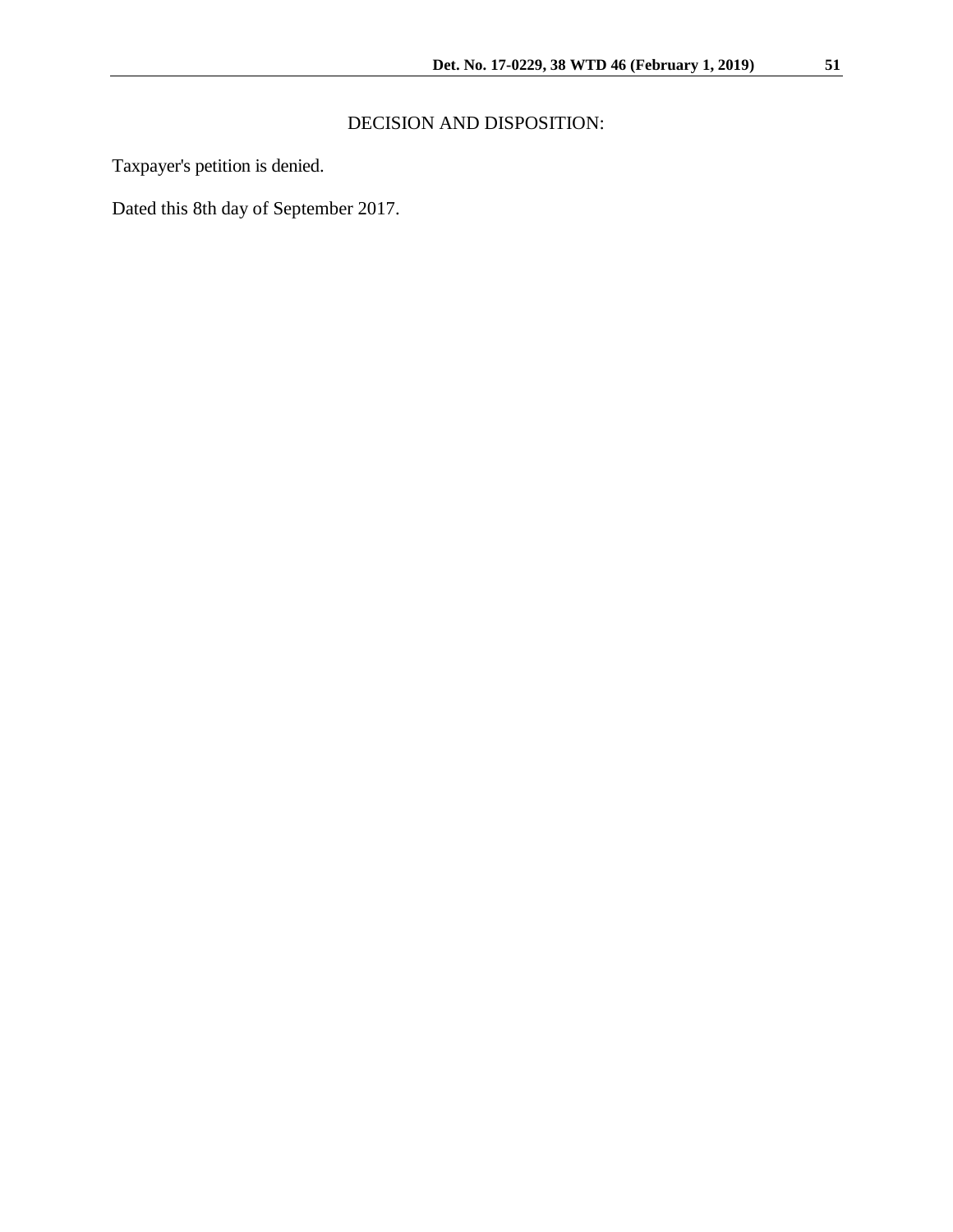## DECISION AND DISPOSITION:

Taxpayer's petition is denied.

Dated this 8th day of September 2017.